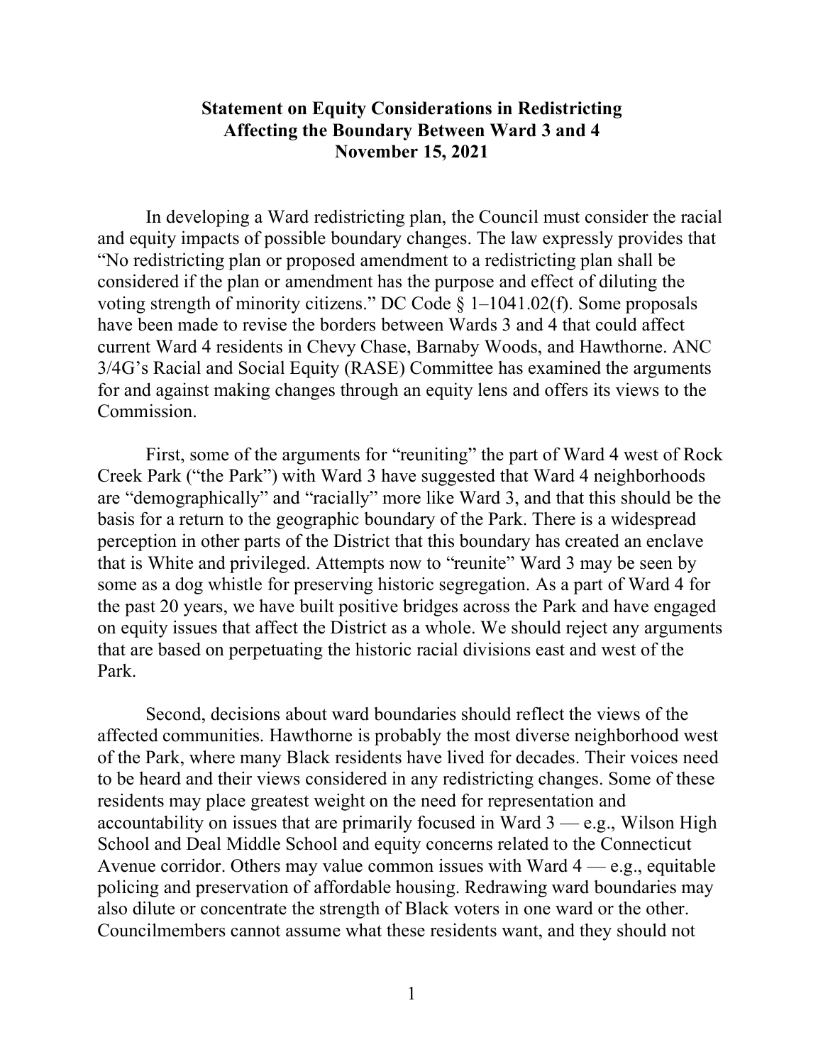# Statement on Equity Considerations in Redistricting Affecting the Boundary Between Ward 3 and 4

**November 15, 2021**

In developing a Ward redistricting plan, the Council must consider the racial and equity impacts of possible boundary changes. The law expressly provides that "No redistricting plan or proposed amendment to a redistricting plan shall be considered if the plan or amendment has the purpose and effect of diluting the voting strength of minority citizens." DC Code § 1–1041.02(f). Some proposals have been made to revise the borders between Wards 3 and 4 that could affect current Ward 4 residents in Chevy Chase, Barnaby Woods, and Hawthorne. ANC 3/4G's Racial and Social Equity (RASE) Committee has examined the arguments for and against making changes through an equity lens and offers its views to the Commission.

First, some of the arguments for "reuniting" the part of Ward 4 west of Rock Creek Park ("the Park") with Ward 3 have suggested that Ward 4 neighborhoods are "demographically" and "racially" more like Ward 3, and that this should be the basis for a return to the geographic boundary of the Park. There is a widespread perception in other parts of the District that this boundary has created an enclave that is White and privileged. Attempts now to "reunite" Ward 3 may be seen by some as a dog whistle for preserving historic segregation. As a part of Ward 4 for the past 20 years, we have built positive bridges across the Park and have engaged on equity issues that affect the District as a whole. We should reject any arguments that are based on perpetuating the historic racial divisions east and west of the Park.

Second, decisions about ward boundaries should reflect the views of the affected communities. Hawthorne is probably the most diverse neighborhood west of the Park, where many Black residents have lived for decades. Their voices need to be heard and their views considered in any redistricting changes. Some of these residents may place greatest weight on the need for representation and accountability on issues that are primarily focused in Ward 3 — e.g., Wilson High School and Deal Middle School and equity concerns related to the Connecticut Avenue corridor. Others may value common issues with Ward 4 — e.g., equitable policing and preservation of affordable housing. Redrawing ward boundaries may also dilute or concentrate the strength of Black voters in one ward or the other. Councilmembers cannot assume what these residents want, and they should not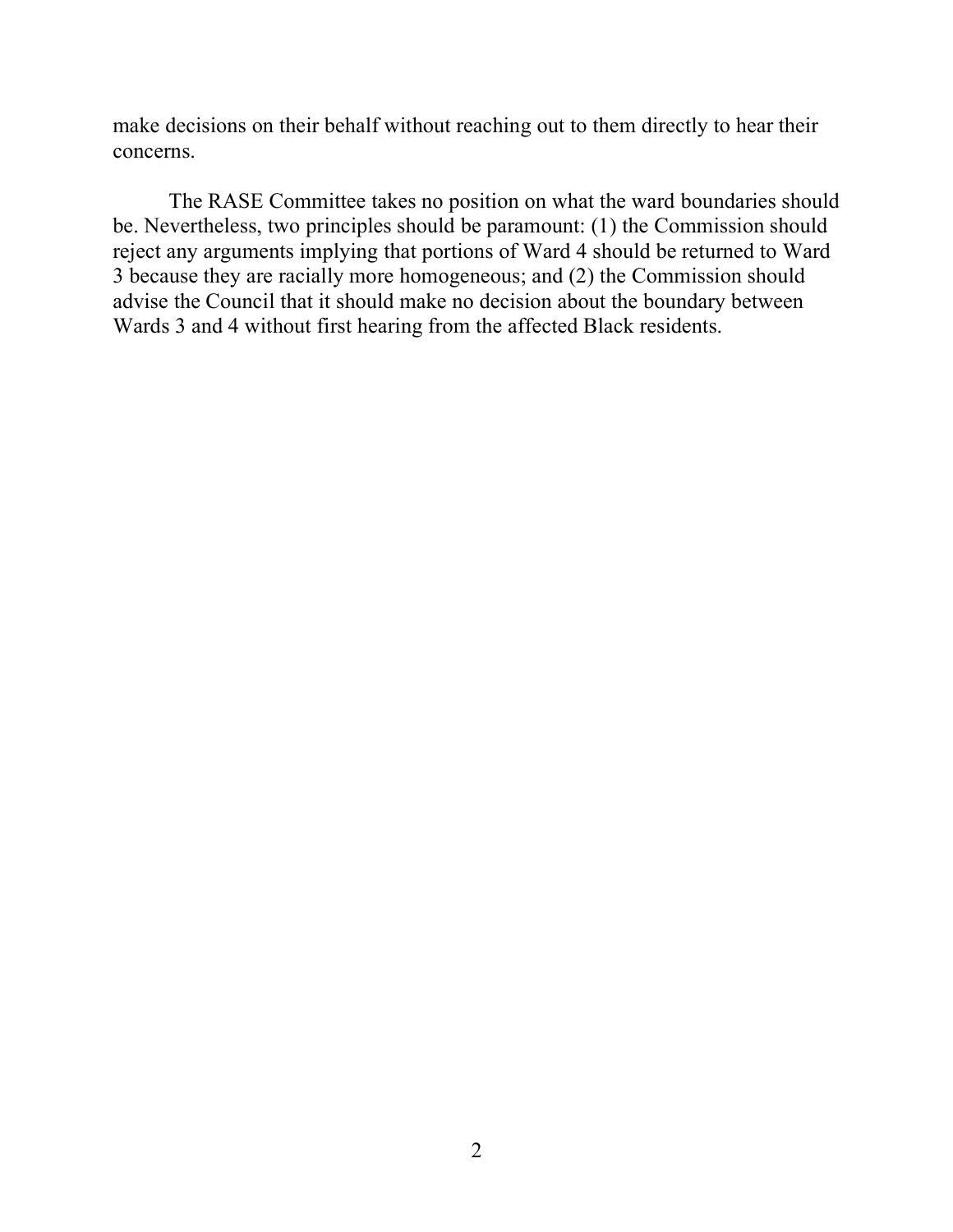make decisions on their behalf without reaching out to them directly to hear their concerns.

The RASE Committee takes no position on what the ward boundaries should be. Nevertheless, two principles should be paramount: (1) the Commission should reject any arguments implying that portions of Ward 4 should be returned to Ward 3 because they are racially more homogeneous; and (2) the Commission should advise the Council that it should make no decision about the boundary between Wards 3 and 4 without first hearing from the affected Black residents.